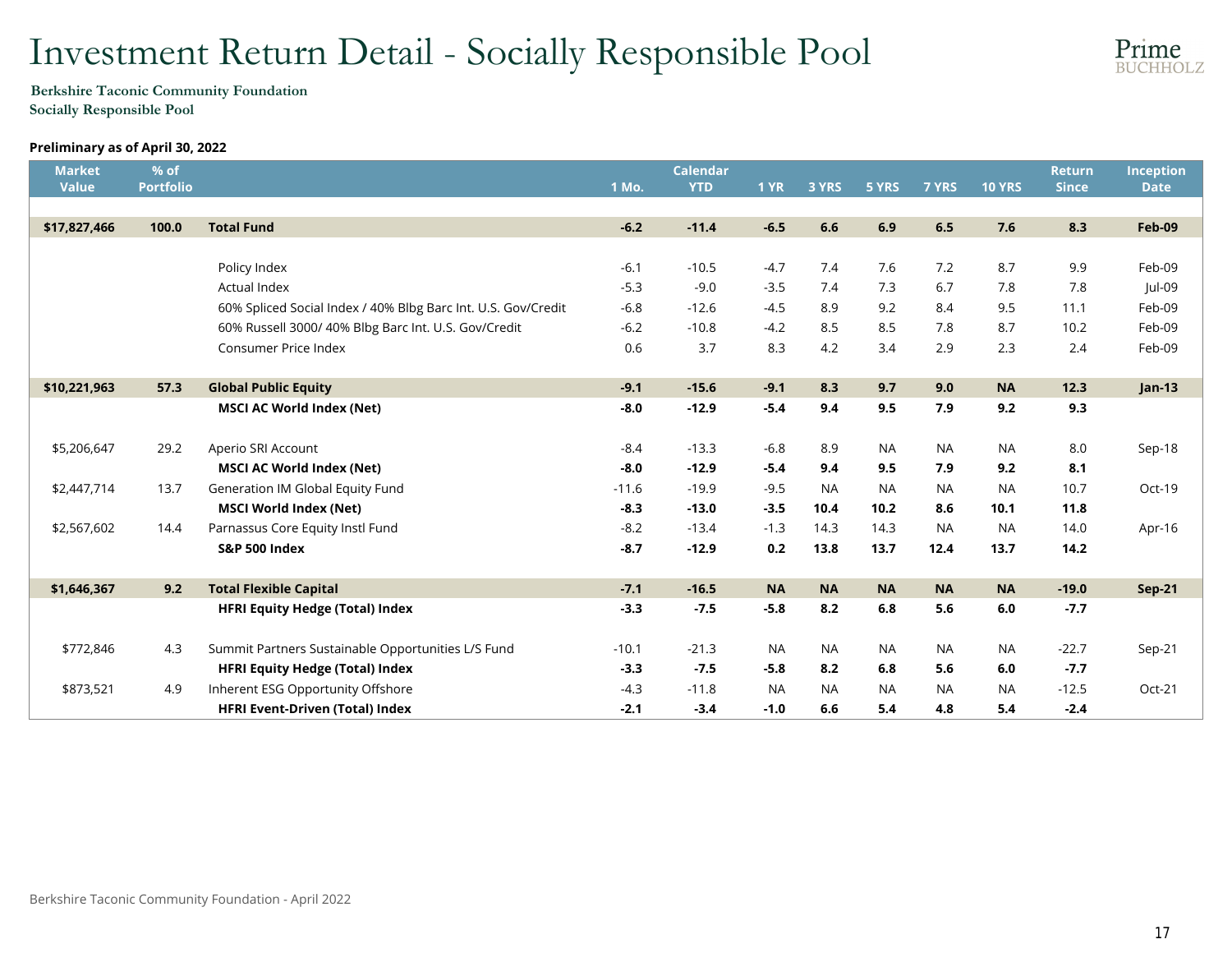# Investment Return Detail - Socially Responsible Pool

**Berkshire Taconic Community Foundation**
**Socially Responsible Pool**

**Preliminary as of April 30, 2022**

| Market Value | % of Portfolio | | 1 Mo. | Calendar YTD | 1 YR | 3 YRS | 5 YRS | 7 YRS | 10 YRS | Return Since | Inception Date |
|---|---|---|---|---|---|---|---|---|---|---|---|
| **$17,827,466** | **100.0** | **Total Fund** | **-6.2** | **-11.4** | **-6.5** | **6.6** | **6.9** | **6.5** | **7.6** | **8.3** | **Feb-09** |
| | | Policy Index | -6.1 | -10.5 | -4.7 | 7.4 | 7.6 | 7.2 | 8.7 | 9.9 | Feb-09 |
| | | Actual Index | -5.3 | -9.0 | -3.5 | 7.4 | 7.3 | 6.7 | 7.8 | 7.8 | Jul-09 |
| | | 60% Spliced Social Index / 40% Blbg Barc Int. U.S. Gov/Credit | -6.8 | -12.6 | -4.5 | 8.9 | 9.2 | 8.4 | 9.5 | 11.1 | Feb-09 |
| | | 60% Russell 3000/ 40% Blbg Barc Int. U.S. Gov/Credit | -6.2 | -10.8 | -4.2 | 8.5 | 8.5 | 7.8 | 8.7 | 10.2 | Feb-09 |
| | | Consumer Price Index | 0.6 | 3.7 | 8.3 | 4.2 | 3.4 | 2.9 | 2.3 | 2.4 | Feb-09 |
| **$10,221,963** | **57.3** | **Global Public Equity** | **-9.1** | **-15.6** | **-9.1** | **8.3** | **9.7** | **9.0** | **NA** | **12.3** | **Jan-13** |
| | | **MSCI AC World Index (Net)** | **-8.0** | **-12.9** | **-5.4** | **9.4** | **9.5** | **7.9** | **9.2** | **9.3** | |
| $5,206,647 | 29.2 | Aperio SRI Account | -8.4 | -13.3 | -6.8 | 8.9 | NA | NA | NA | 8.0 | Sep-18 |
| | | **MSCI AC World Index (Net)** | **-8.0** | **-12.9** | **-5.4** | **9.4** | **9.5** | **7.9** | **9.2** | **8.1** | |
| $2,447,714 | 13.7 | Generation IM Global Equity Fund | -11.6 | -19.9 | -9.5 | NA | NA | NA | NA | 10.7 | Oct-19 |
| | | **MSCI World Index (Net)** | **-8.3** | **-13.0** | **-3.5** | **10.4** | **10.2** | **8.6** | **10.1** | **11.8** | |
| $2,567,602 | 14.4 | Parnassus Core Equity Instl Fund | -8.2 | -13.4 | -1.3 | 14.3 | 14.3 | NA | NA | 14.0 | Apr-16 |
| | | **S&P 500 Index** | **-8.7** | **-12.9** | **0.2** | **13.8** | **13.7** | **12.4** | **13.7** | **14.2** | |
| **$1,646,367** | **9.2** | **Total Flexible Capital** | **-7.1** | **-16.5** | **NA** | **NA** | **NA** | **NA** | **NA** | **-19.0** | **Sep-21** |
| | | **HFRI Equity Hedge (Total) Index** | **-3.3** | **-7.5** | **-5.8** | **8.2** | **6.8** | **5.6** | **6.0** | **-7.7** | |
| $772,846 | 4.3 | Summit Partners Sustainable Opportunities L/S Fund | -10.1 | -21.3 | NA | NA | NA | NA | NA | -22.7 | Sep-21 |
| | | **HFRI Equity Hedge (Total) Index** | **-3.3** | **-7.5** | **-5.8** | **8.2** | **6.8** | **5.6** | **6.0** | **-7.7** | |
| $873,521 | 4.9 | Inherent ESG Opportunity Offshore | -4.3 | -11.8 | NA | NA | NA | NA | NA | -12.5 | Oct-21 |
| | | **HFRI Event-Driven (Total) Index** | **-2.1** | **-3.4** | **-1.0** | **6.6** | **5.4** | **4.8** | **5.4** | **-2.4** | |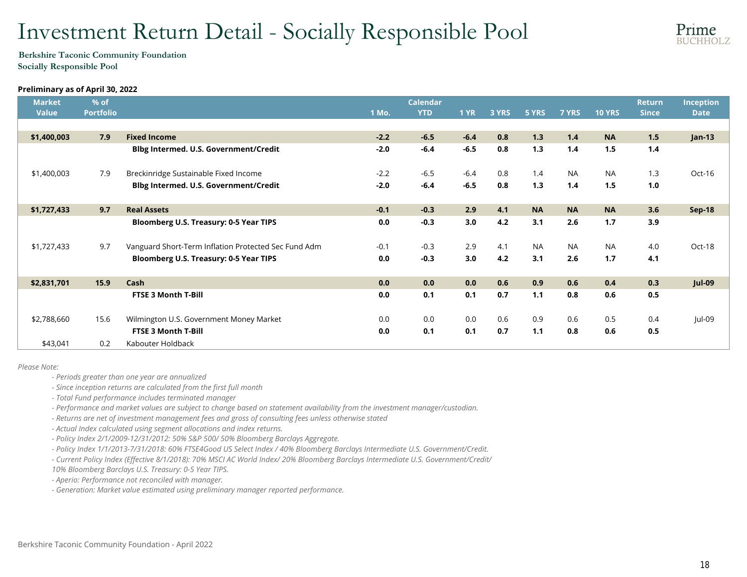# Investment Return Detail - Socially Responsible Pool

**Berkshire Taconic Community Foundation**
**Socially Responsible Pool**

**Preliminary as of April 30, 2022**

| Market Value | % of Portfolio | | 1 Mo. | Calendar YTD | 1 YR | 3 YRS | 5 YRS | 7 YRS | 10 YRS | Return Since | Inception Date |
|---|---|---|---|---|---|---|---|---|---|---|---|
| **$1,400,003** | **7.9** | **Fixed Income** | **-2.2** | **-6.5** | **-6.4** | **0.8** | **1.3** | **1.4** | **NA** | **1.5** | **Jan-13** |
| | | **Blbg Intermed. U.S. Government/Credit** | **-2.0** | **-6.4** | **-6.5** | **0.8** | **1.3** | **1.4** | **1.5** | **1.4** | |
| $1,400,003 | 7.9 | Breckinridge Sustainable Fixed Income | -2.2 | -6.5 | -6.4 | 0.8 | 1.4 | NA | NA | 1.3 | Oct-16 |
| | | **Blbg Intermed. U.S. Government/Credit** | **-2.0** | **-6.4** | **-6.5** | **0.8** | **1.3** | **1.4** | **1.5** | **1.0** | |
| **$1,727,433** | **9.7** | **Real Assets** | **-0.1** | **-0.3** | **2.9** | **4.1** | **NA** | **NA** | **NA** | **3.6** | **Sep-18** |
| | | **Bloomberg U.S. Treasury: 0-5 Year TIPS** | **0.0** | **-0.3** | **3.0** | **4.2** | **3.1** | **2.6** | **1.7** | **3.9** | |
| $1,727,433 | 9.7 | Vanguard Short-Term Inflation Protected Sec Fund Adm | -0.1 | -0.3 | 2.9 | 4.1 | NA | NA | NA | 4.0 | Oct-18 |
| | | **Bloomberg U.S. Treasury: 0-5 Year TIPS** | **0.0** | **-0.3** | **3.0** | **4.2** | **3.1** | **2.6** | **1.7** | **4.1** | |
| **$2,831,701** | **15.9** | **Cash** | **0.0** | **0.0** | **0.0** | **0.6** | **0.9** | **0.6** | **0.4** | **0.3** | **Jul-09** |
| | | **FTSE 3 Month T-Bill** | **0.0** | **0.1** | **0.1** | **0.7** | **1.1** | **0.8** | **0.6** | **0.5** | |
| $2,788,660 | 15.6 | Wilmington U.S. Government Money Market | 0.0 | 0.0 | 0.0 | 0.6 | 0.9 | 0.6 | 0.5 | 0.4 | Jul-09 |
| | | **FTSE 3 Month T-Bill** | **0.0** | **0.1** | **0.1** | **0.7** | **1.1** | **0.8** | **0.6** | **0.5** | |
| $43,041 | 0.2 | Kabouter Holdback | | | | | | | | | |

*Please Note:*

- *Periods greater than one year are annualized*
- *Since inception returns are calculated from the first full month*
- *Total Fund performance includes terminated manager*
- *Performance and market values are subject to change based on statement availability from the investment manager/custodian.*
- *Returns are net of investment management fees and gross of consulting fees unless otherwise stated*
- *Actual Index calculated using segment allocations and index returns.*
- *Policy Index 2/1/2009-12/31/2012: 50% S&P 500/ 50% Bloomberg Barclays Aggregate.*
- *Policy Index 1/1/2013-7/31/2018: 60% FTSE4Good US Select Index / 40% Bloomberg Barclays Intermediate U.S. Government/Credit.*
- *Current Policy Index (Effective 8/1/2018): 70% MSCI AC World Index/ 20% Bloomberg Barclays Intermediate U.S. Government/Credit/ 10% Bloomberg Barclays U.S. Treasury: 0-5 Year TIPS.*
- *Aperio: Performance not reconciled with manager.*
- *Generation: Market value estimated using preliminary manager reported performance.*